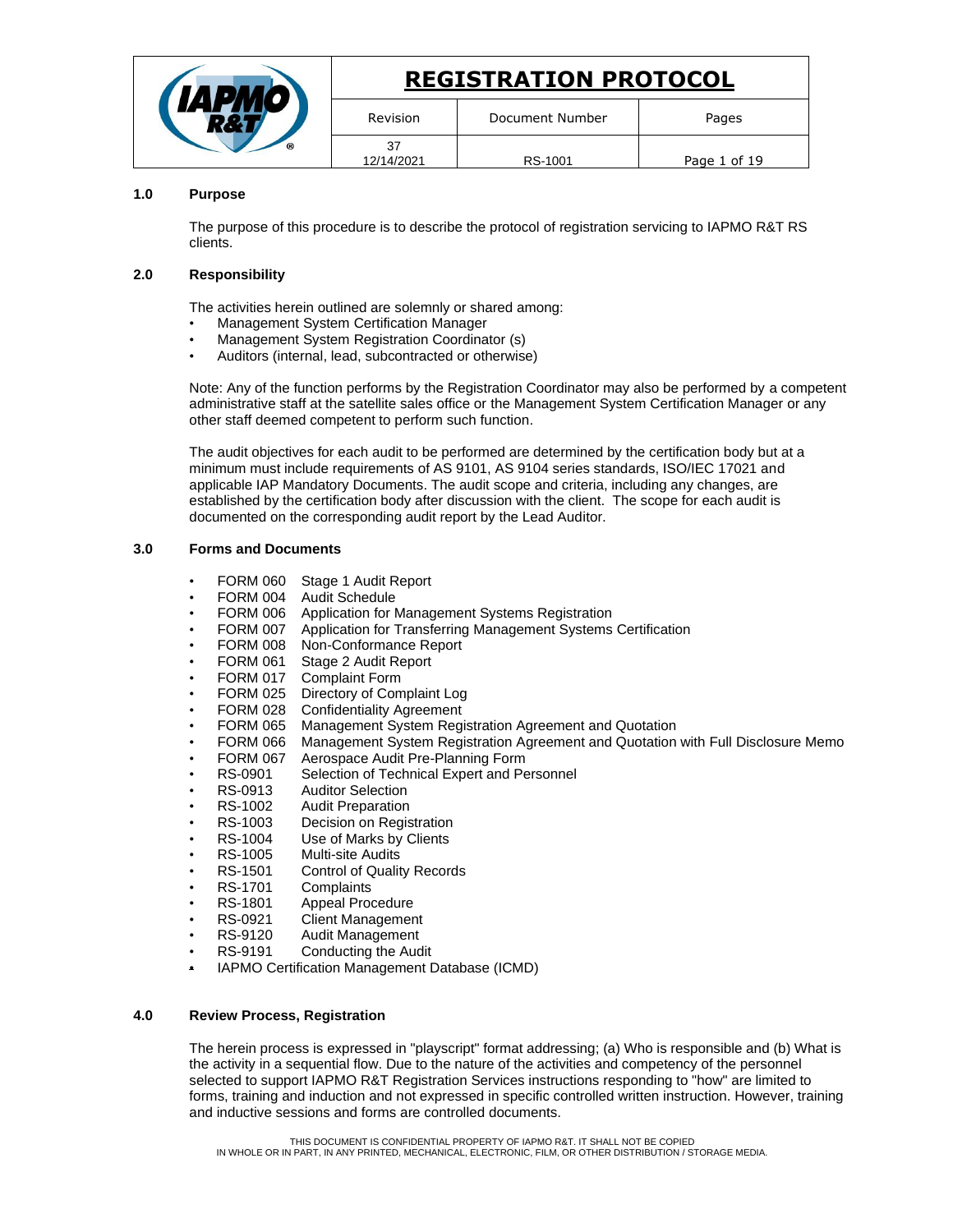# REGISTRATION PROTOCOL

| Revision | Document Number | Pages |
|---|---|---|
| 37 12/14/2021 | RS-1001 | Page 1 of 19 |

## 1.0 Purpose

The purpose of this procedure is to describe the protocol of registration servicing to IAPMO R&T RS clients.

## 2.0 Responsibility

The activities herein outlined are solemnly or shared among:

- Management System Certification Manager
- Management System Registration Coordinator (s)
- Auditors (internal, lead, subcontracted or otherwise)

Note: Any of the function performs by the Registration Coordinator may also be performed by a competent administrative staff at the satellite sales office or the Management System Certification Manager or any other staff deemed competent to perform such function.

The audit objectives for each audit to be performed are determined by the certification body but at a minimum must include requirements of AS 9101, AS 9104 series standards, ISO/IEC 17021 and applicable IAP Mandatory Documents. The audit scope and criteria, including any changes, are established by the certification body after discussion with the client. The scope for each audit is documented on the corresponding audit report by the Lead Auditor.

## 3.0 Forms and Documents

- FORM 060 Stage 1 Audit Report
- FORM 004 Audit Schedule
- FORM 006 Application for Management Systems Registration
- FORM 007 Application for Transferring Management Systems Certification
- FORM 008 Non-Conformance Report
- FORM 061 Stage 2 Audit Report
- FORM 017 Complaint Form
- FORM 025 Directory of Complaint Log
- FORM 028 Confidentiality Agreement
- FORM 065 Management System Registration Agreement and Quotation
- FORM 066 Management System Registration Agreement and Quotation with Full Disclosure Memo
- FORM 067 Aerospace Audit Pre-Planning Form
- RS-0901 Selection of Technical Expert and Personnel
- RS-0913 Auditor Selection
- RS-1002 Audit Preparation
- RS-1003 Decision on Registration
- RS-1004 Use of Marks by Clients
- RS-1005 Multi-site Audits
- RS-1501 Control of Quality Records
- RS-1701 Complaints
- RS-1801 Appeal Procedure
- RS-0921 Client Management
- RS-9120 Audit Management
- RS-9191 Conducting the Audit
- IAPMO Certification Management Database (ICMD)

## 4.0 Review Process, Registration

The herein process is expressed in "playscript" format addressing; (a) Who is responsible and (b) What is the activity in a sequential flow. Due to the nature of the activities and competency of the personnel selected to support IAPMO R&T Registration Services instructions responding to "how" are limited to forms, training and induction and not expressed in specific controlled written instruction. However, training and inductive sessions and forms are controlled documents.

THIS DOCUMENT IS CONFIDENTIAL PROPERTY OF IAPMO R&T. IT SHALL NOT BE COPIED IN WHOLE OR IN PART, IN ANY PRINTED, MECHANICAL, ELECTRONIC, FILM, OR OTHER DISTRIBUTION / STORAGE MEDIA.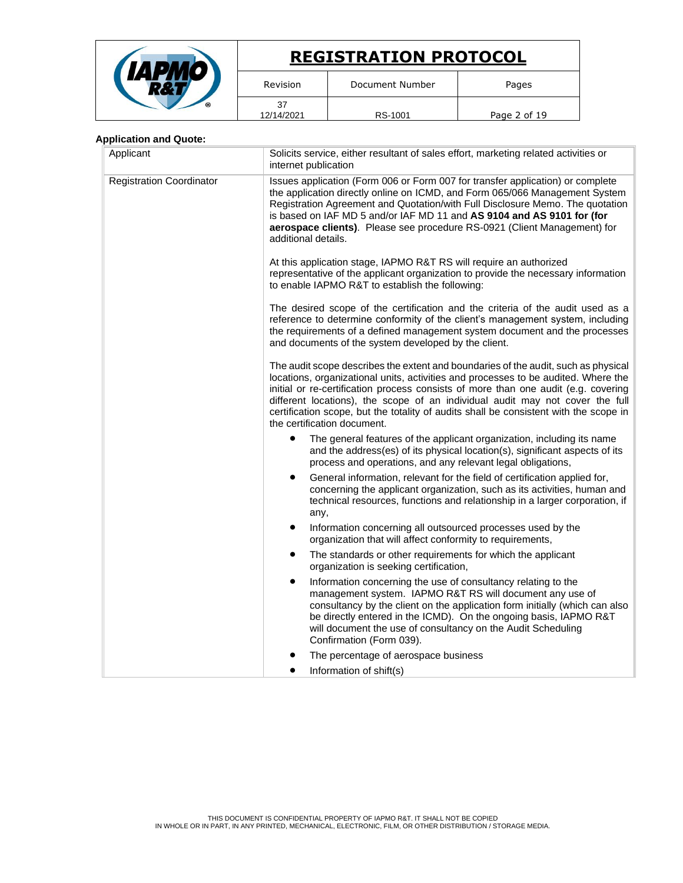**Application and Quote:**

| | |
|---|---|
| Applicant | Solicits service, either resultant of sales effort, marketing related activities or internet publication |
| Registration Coordinator | Issues application (Form 006 or Form 007 for transfer application) or complete the application directly online on ICMD, and Form 065/066 Management System Registration Agreement and Quotation/with Full Disclosure Memo. The quotation is based on IAF MD 5 and/or IAF MD 11 and **AS 9104 and AS 9101 for (for aerospace clients)**. Please see procedure RS-0921 (Client Management) for additional details.<br><br>At this application stage, IAPMO R&T RS will require an authorized representative of the applicant organization to provide the necessary information to enable IAPMO R&T to establish the following:<br><br>The desired scope of the certification and the criteria of the audit used as a reference to determine conformity of the client's management system, including the requirements of a defined management system document and the processes and documents of the system developed by the client.<br><br>The audit scope describes the extent and boundaries of the audit, such as physical locations, organizational units, activities and processes to be audited. Where the initial or re-certification process consists of more than one audit (e.g. covering different locations), the scope of an individual audit may not cover the full certification scope, but the totality of audits shall be consistent with the scope in the certification document.<br><br>• The general features of the applicant organization, including its name and the address(es) of its physical location(s), significant aspects of its process and operations, and any relevant legal obligations,<br>• General information, relevant for the field of certification applied for, concerning the applicant organization, such as its activities, human and technical resources, functions and relationship in a larger corporation, if any,<br>• Information concerning all outsourced processes used by the organization that will affect conformity to requirements,<br>• The standards or other requirements for which the applicant organization is seeking certification,<br>• Information concerning the use of consultancy relating to the management system. IAPMO R&T RS will document any use of consultancy by the client on the application form initially (which can also be directly entered in the ICMD). On the ongoing basis, IAPMO R&T will document the use of consultancy on the Audit Scheduling Confirmation (Form 039).<br>• The percentage of aerospace business<br>• Information of shift(s) |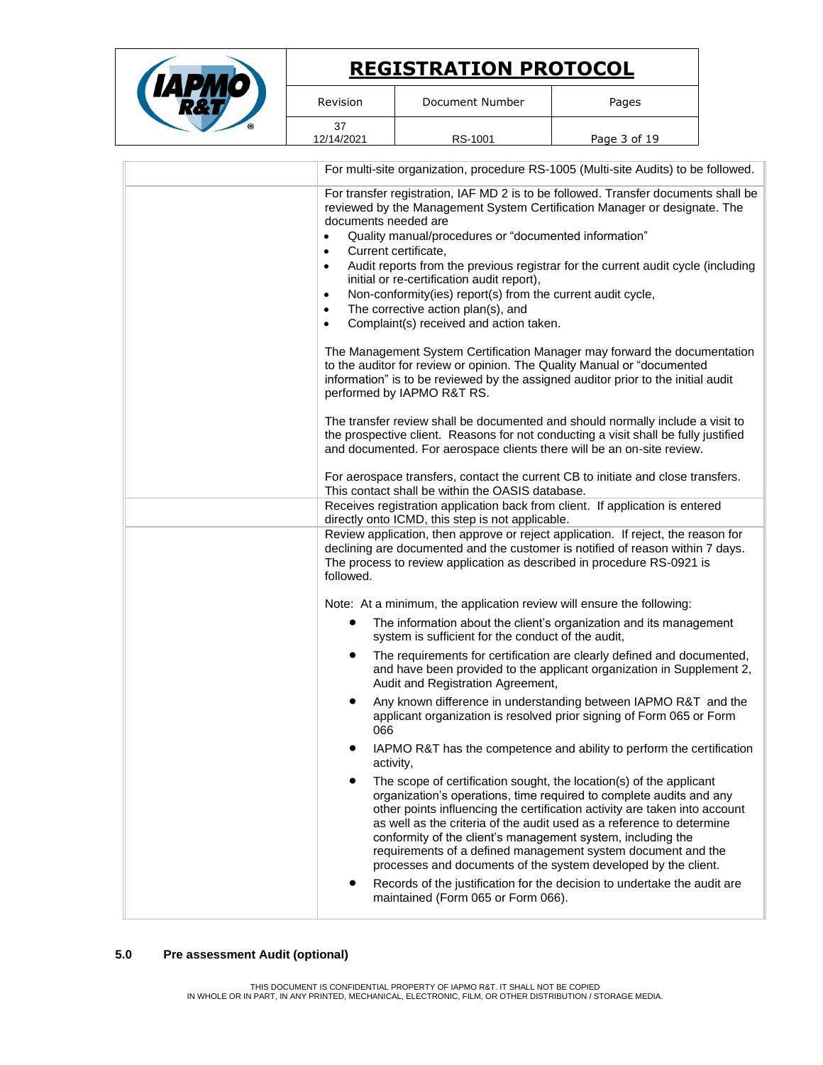| | |
|---|---|
| | For multi-site organization, procedure RS-1005 (Multi-site Audits) to be followed. |
| | For transfer registration, IAF MD 2 is to be followed. Transfer documents shall be reviewed by the Management System Certification Manager or designate. The documents needed are<br>• Quality manual/procedures or "documented information"<br>• Current certificate,<br>• Audit reports from the previous registrar for the current audit cycle (including initial or re-certification audit report),<br>• Non-conformity(ies) report(s) from the current audit cycle,<br>• The corrective action plan(s), and<br>• Complaint(s) received and action taken.<br><br>The Management System Certification Manager may forward the documentation to the auditor for review or opinion. The Quality Manual or "documented information" is to be reviewed by the assigned auditor prior to the initial audit performed by IAPMO R&T RS.<br><br>The transfer review shall be documented and should normally include a visit to the prospective client. Reasons for not conducting a visit shall be fully justified and documented. For aerospace clients there will be an on-site review.<br><br>For aerospace transfers, contact the current CB to initiate and close transfers. This contact shall be within the OASIS database. |
| | Receives registration application back from client. If application is entered directly onto ICMD, this step is not applicable. |
| | Review application, then approve or reject application. If reject, the reason for declining are documented and the customer is notified of reason within 7 days. The process to review application as described in procedure RS-0921 is followed.<br><br>Note: At a minimum, the application review will ensure the following:<br>• The information about the client's organization and its management system is sufficient for the conduct of the audit,<br>• The requirements for certification are clearly defined and documented, and have been provided to the applicant organization in Supplement 2, Audit and Registration Agreement,<br>• Any known difference in understanding between IAPMO R&T and the applicant organization is resolved prior signing of Form 065 or Form 066<br>• IAPMO R&T has the competence and ability to perform the certification activity,<br>• The scope of certification sought, the location(s) of the applicant organization's operations, time required to complete audits and any other points influencing the certification activity are taken into account as well as the criteria of the audit used as a reference to determine conformity of the client's management system, including the requirements of a defined management system document and the processes and documents of the system developed by the client.<br>• Records of the justification for the decision to undertake the audit are maintained (Form 065 or Form 066). |

## 5.0 Pre assessment Audit (optional)

THIS DOCUMENT IS CONFIDENTIAL PROPERTY OF IAPMO R&T. IT SHALL NOT BE COPIED IN WHOLE OR IN PART, IN ANY PRINTED, MECHANICAL, ELECTRONIC, FILM, OR OTHER DISTRIBUTION / STORAGE MEDIA.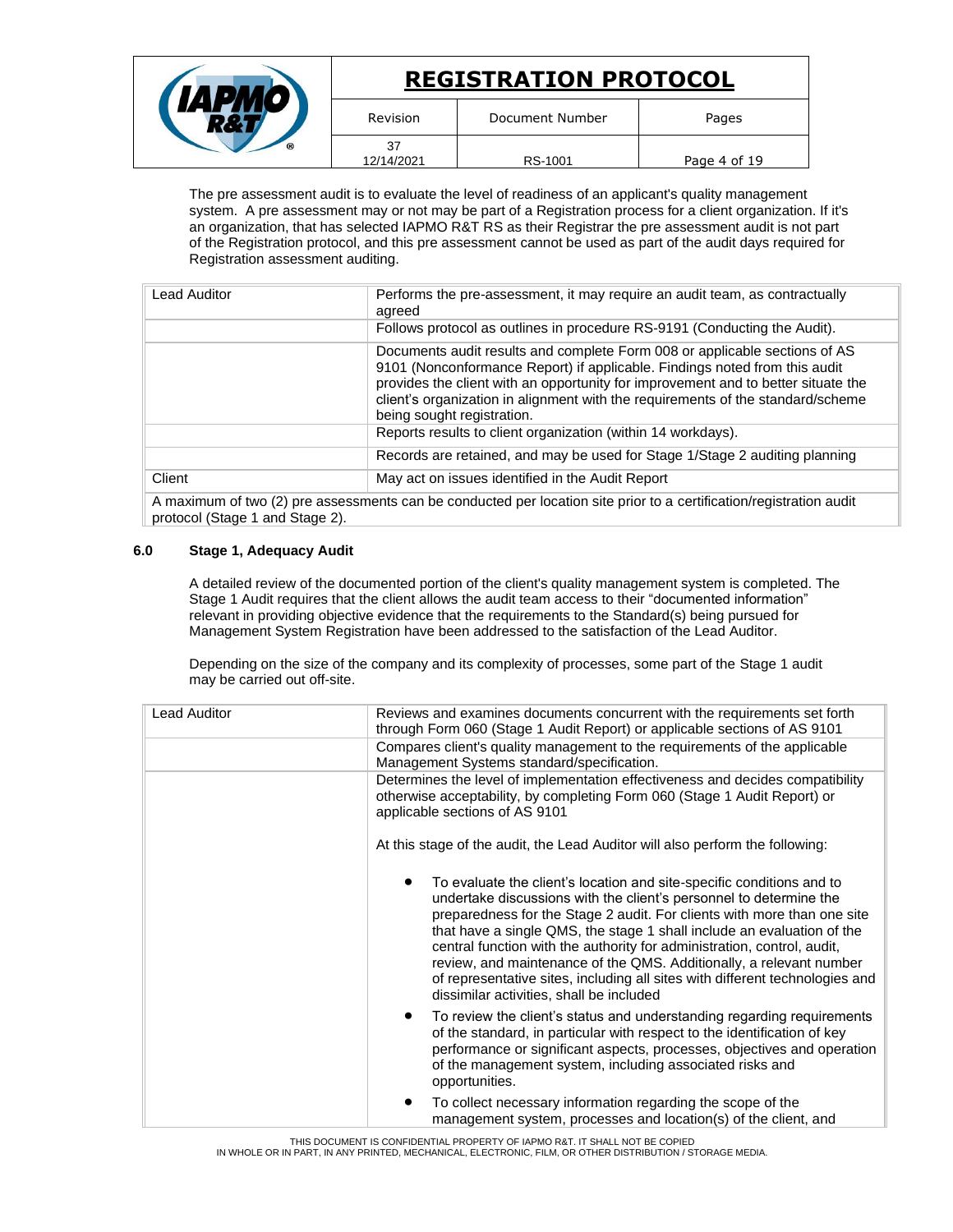The pre assessment audit is to evaluate the level of readiness of an applicant's quality management system. A pre assessment may or may not be part of a Registration process for a client organization. If it's an organization, that has selected IAPMO R&T RS as their Registrar the pre assessment audit is not part of the Registration protocol, and this pre assessment cannot be used as part of the audit days required for Registration assessment auditing.

| Lead Auditor | Performs the pre-assessment, it may require an audit team, as contractually agreed |
|---|---|
| | Follows protocol as outlines in procedure RS-9191 (Conducting the Audit). |
| | Documents audit results and complete Form 008 or applicable sections of AS 9101 (Nonconformance Report) if applicable. Findings noted from this audit provides the client with an opportunity for improvement and to better situate the client's organization in alignment with the requirements of the standard/scheme being sought registration. |
| | Reports results to client organization (within 14 workdays). |
| | Records are retained, and may be used for Stage 1/Stage 2 auditing planning |
| Client | May act on issues identified in the Audit Report |
| A maximum of two (2) pre assessments can be conducted per location site prior to a certification/registration audit protocol (Stage 1 and Stage 2). | |

## 6.0 Stage 1, Adequacy Audit

A detailed review of the documented portion of the client's quality management system is completed. The Stage 1 Audit requires that the client allows the audit team access to their "documented information" relevant in providing objective evidence that the requirements to the Standard(s) being pursued for Management System Registration have been addressed to the satisfaction of the Lead Auditor.

Depending on the size of the company and its complexity of processes, some part of the Stage 1 audit may be carried out off-site.

| Lead Auditor | Reviews and examines documents concurrent with the requirements set forth through Form 060 (Stage 1 Audit Report) or applicable sections of AS 9101 |
|---|---|
| | Compares client's quality management to the requirements of the applicable Management Systems standard/specification. |
| | Determines the level of implementation effectiveness and decides compatibility otherwise acceptability, by completing Form 060 (Stage 1 Audit Report) or applicable sections of AS 9101<br><br>At this stage of the audit, the Lead Auditor will also perform the following:<br><br>• To evaluate the client's location and site-specific conditions and to undertake discussions with the client's personnel to determine the preparedness for the Stage 2 audit. For clients with more than one site that have a single QMS, the stage 1 shall include an evaluation of the central function with the authority for administration, control, audit, review, and maintenance of the QMS. Additionally, a relevant number of representative sites, including all sites with different technologies and dissimilar activities, shall be included<br>• To review the client's status and understanding regarding requirements of the standard, in particular with respect to the identification of key performance or significant aspects, processes, objectives and operation of the management system, including associated risks and opportunities.<br>• To collect necessary information regarding the scope of the management system, processes and location(s) of the client, and |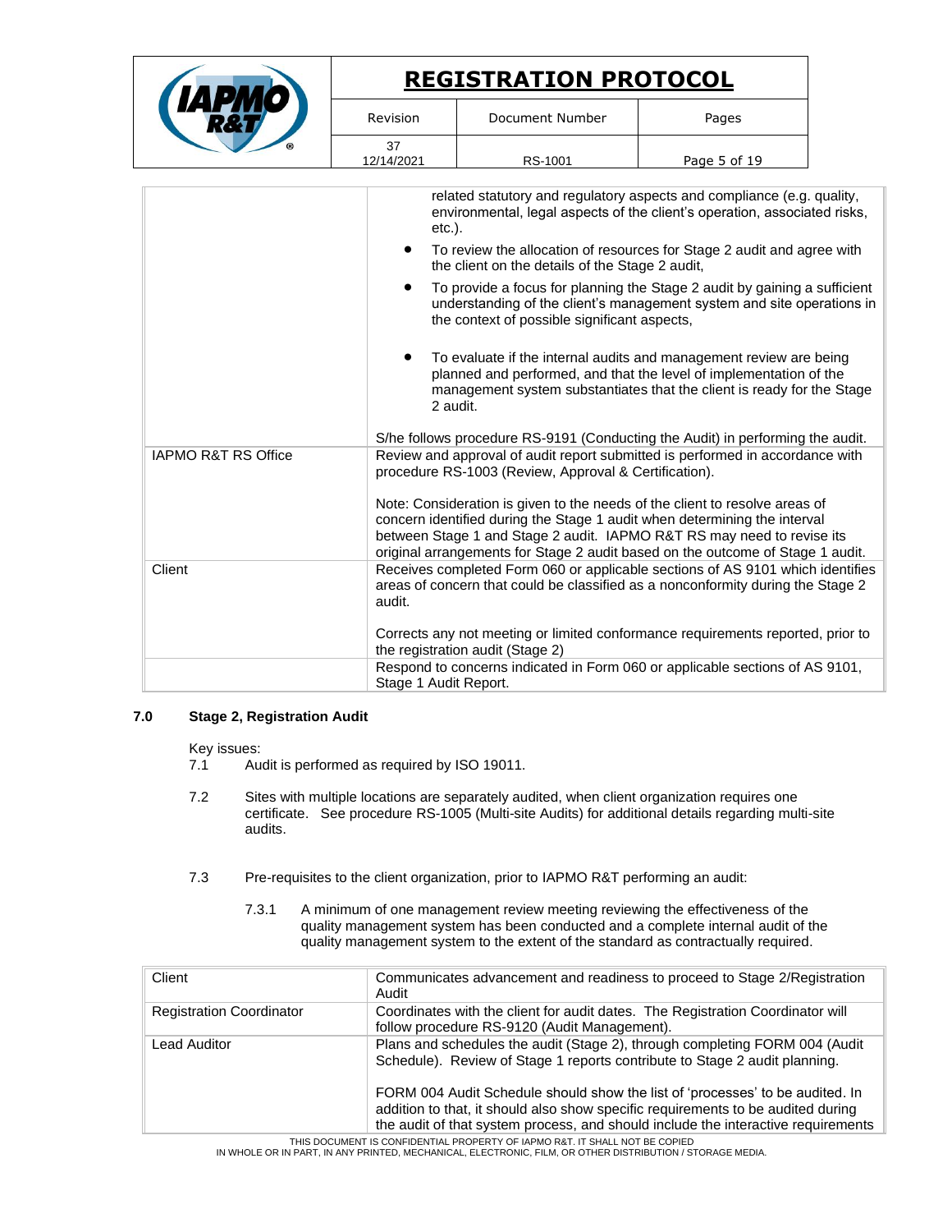| | |
|---|---|
| | related statutory and regulatory aspects and compliance (e.g. quality, environmental, legal aspects of the client's operation, associated risks, etc.).<br>• To review the allocation of resources for Stage 2 audit and agree with the client on the details of the Stage 2 audit,<br>• To provide a focus for planning the Stage 2 audit by gaining a sufficient understanding of the client's management system and site operations in the context of possible significant aspects,<br>• To evaluate if the internal audits and management review are being planned and performed, and that the level of implementation of the management system substantiates that the client is ready for the Stage 2 audit.<br><br>S/he follows procedure RS-9191 (Conducting the Audit) in performing the audit. |
| IAPMO R&T RS Office | Review and approval of audit report submitted is performed in accordance with procedure RS-1003 (Review, Approval & Certification).<br><br>Note: Consideration is given to the needs of the client to resolve areas of concern identified during the Stage 1 audit when determining the interval between Stage 1 and Stage 2 audit. IAPMO R&T RS may need to revise its original arrangements for Stage 2 audit based on the outcome of Stage 1 audit. |
| Client | Receives completed Form 060 or applicable sections of AS 9101 which identifies areas of concern that could be classified as a nonconformity during the Stage 2 audit.<br><br>Corrects any not meeting or limited conformance requirements reported, prior to the registration audit (Stage 2) |
| | Respond to concerns indicated in Form 060 or applicable sections of AS 9101, Stage 1 Audit Report. |

## 7.0 Stage 2, Registration Audit

Key issues:

7.1 Audit is performed as required by ISO 19011.

7.2 Sites with multiple locations are separately audited, when client organization requires one certificate. See procedure RS-1005 (Multi-site Audits) for additional details regarding multi-site audits.

7.3 Pre-requisites to the client organization, prior to IAPMO R&T performing an audit:

7.3.1 A minimum of one management review meeting reviewing the effectiveness of the quality management system has been conducted and a complete internal audit of the quality management system to the extent of the standard as contractually required.

| | |
|---|---|
| Client | Communicates advancement and readiness to proceed to Stage 2/Registration Audit |
| Registration Coordinator | Coordinates with the client for audit dates. The Registration Coordinator will follow procedure RS-9120 (Audit Management). |
| Lead Auditor | Plans and schedules the audit (Stage 2), through completing FORM 004 (Audit Schedule). Review of Stage 1 reports contribute to Stage 2 audit planning.<br><br>FORM 004 Audit Schedule should show the list of 'processes' to be audited. In addition to that, it should also show specific requirements to be audited during the audit of that system process, and should include the interactive requirements |

THIS DOCUMENT IS CONFIDENTIAL PROPERTY OF IAPMO R&T. IT SHALL NOT BE COPIED IN WHOLE OR IN PART, IN ANY PRINTED, MECHANICAL, ELECTRONIC, FILM, OR OTHER DISTRIBUTION / STORAGE MEDIA.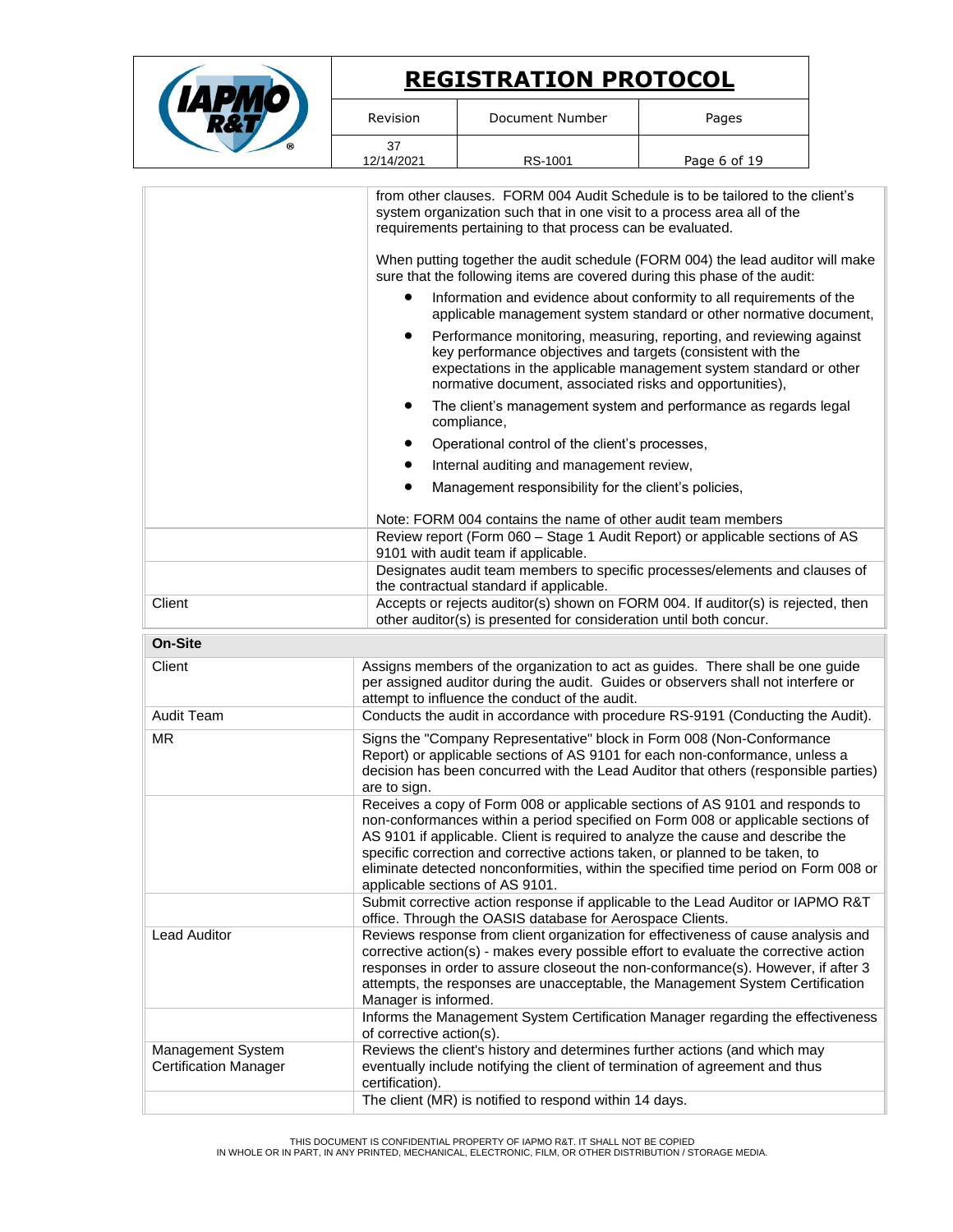| | |
|---|---|
| | from other clauses. FORM 004 Audit Schedule is to be tailored to the client's system organization such that in one visit to a process area all of the requirements pertaining to that process can be evaluated.<br><br>When putting together the audit schedule (FORM 004) the lead auditor will make sure that the following items are covered during this phase of the audit:<br>• Information and evidence about conformity to all requirements of the applicable management system standard or other normative document,<br>• Performance monitoring, measuring, reporting, and reviewing against key performance objectives and targets (consistent with the expectations in the applicable management system standard or other normative document, associated risks and opportunities),<br>• The client's management system and performance as regards legal compliance,<br>• Operational control of the client's processes,<br>• Internal auditing and management review,<br>• Management responsibility for the client's policies,<br><br>Note: FORM 004 contains the name of other audit team members |
| | Review report (Form 060 – Stage 1 Audit Report) or applicable sections of AS 9101 with audit team if applicable. |
| | Designates audit team members to specific processes/elements and clauses of the contractual standard if applicable. |
| Client | Accepts or rejects auditor(s) shown on FORM 004. If auditor(s) is rejected, then other auditor(s) is presented for consideration until both concur. |

| **On-Site** | |
|---|---|
| Client | Assigns members of the organization to act as guides. There shall be one guide per assigned auditor during the audit. Guides or observers shall not interfere or attempt to influence the conduct of the audit. |
| Audit Team | Conducts the audit in accordance with procedure RS-9191 (Conducting the Audit). |
| MR | Signs the "Company Representative" block in Form 008 (Non-Conformance Report) or applicable sections of AS 9101 for each non-conformance, unless a decision has been concurred with the Lead Auditor that others (responsible parties) are to sign. |
| | Receives a copy of Form 008 or applicable sections of AS 9101 and responds to non-conformances within a period specified on Form 008 or applicable sections of AS 9101 if applicable. Client is required to analyze the cause and describe the specific correction and corrective actions taken, or planned to be taken, to eliminate detected nonconformities, within the specified time period on Form 008 or applicable sections of AS 9101. |
| | Submit corrective action response if applicable to the Lead Auditor or IAPMO R&T office. Through the OASIS database for Aerospace Clients. |
| Lead Auditor | Reviews response from client organization for effectiveness of cause analysis and corrective action(s) - makes every possible effort to evaluate the corrective action responses in order to assure closeout the non-conformance(s). However, if after 3 attempts, the responses are unacceptable, the Management System Certification Manager is informed. |
| | Informs the Management System Certification Manager regarding the effectiveness of corrective action(s). |
| Management System Certification Manager | Reviews the client's history and determines further actions (and which may eventually include notifying the client of termination of agreement and thus certification). |
| | The client (MR) is notified to respond within 14 days. |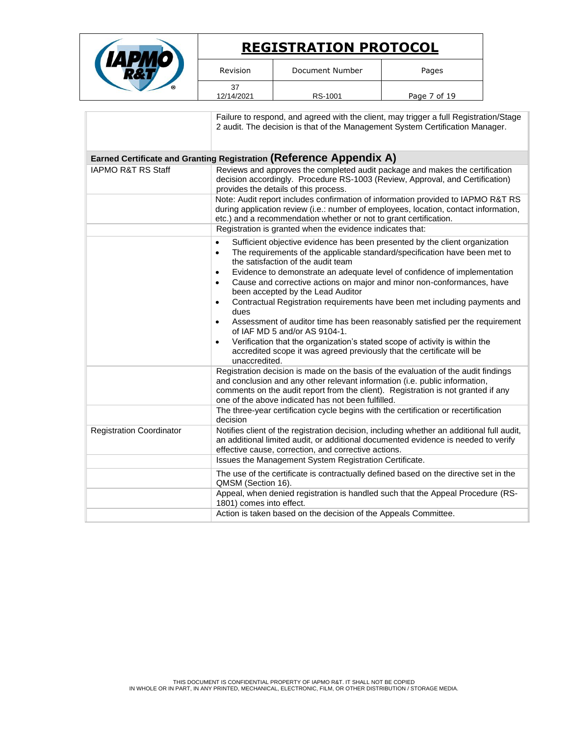| | |
|---|---|
| | Failure to respond, and agreed with the client, may trigger a full Registration/Stage 2 audit. The decision is that of the Management System Certification Manager. |
| **Earned Certificate and Granting Registration (Reference Appendix A)** | |
| IAPMO R&T RS Staff | Reviews and approves the completed audit package and makes the certification decision accordingly. Procedure RS-1003 (Review, Approval, and Certification) provides the details of this process. |
| | Note: Audit report includes confirmation of information provided to IAPMO R&T RS during application review (i.e.: number of employees, location, contact information, etc.) and a recommendation whether or not to grant certification. |
| | Registration is granted when the evidence indicates that: |
| | • Sufficient objective evidence has been presented by the client organization<br>• The requirements of the applicable standard/specification have been met to the satisfaction of the audit team<br>• Evidence to demonstrate an adequate level of confidence of implementation<br>• Cause and corrective actions on major and minor non-conformances, have been accepted by the Lead Auditor<br>• Contractual Registration requirements have been met including payments and dues<br>• Assessment of auditor time has been reasonably satisfied per the requirement of IAF MD 5 and/or AS 9104-1.<br>• Verification that the organization's stated scope of activity is within the accredited scope it was agreed previously that the certificate will be unaccredited. |
| | Registration decision is made on the basis of the evaluation of the audit findings and conclusion and any other relevant information (i.e. public information, comments on the audit report from the client). Registration is not granted if any one of the above indicated has not been fulfilled. |
| | The three-year certification cycle begins with the certification or recertification decision |
| Registration Coordinator | Notifies client of the registration decision, including whether an additional full audit, an additional limited audit, or additional documented evidence is needed to verify effective cause, correction, and corrective actions. |
| | Issues the Management System Registration Certificate. |
| | The use of the certificate is contractually defined based on the directive set in the QMSM (Section 16). |
| | Appeal, when denied registration is handled such that the Appeal Procedure (RS-1801) comes into effect. |
| | Action is taken based on the decision of the Appeals Committee. |

THIS DOCUMENT IS CONFIDENTIAL PROPERTY OF IAPMO R&T. IT SHALL NOT BE COPIED IN WHOLE OR IN PART, IN ANY PRINTED, MECHANICAL, ELECTRONIC, FILM, OR OTHER DISTRIBUTION / STORAGE MEDIA.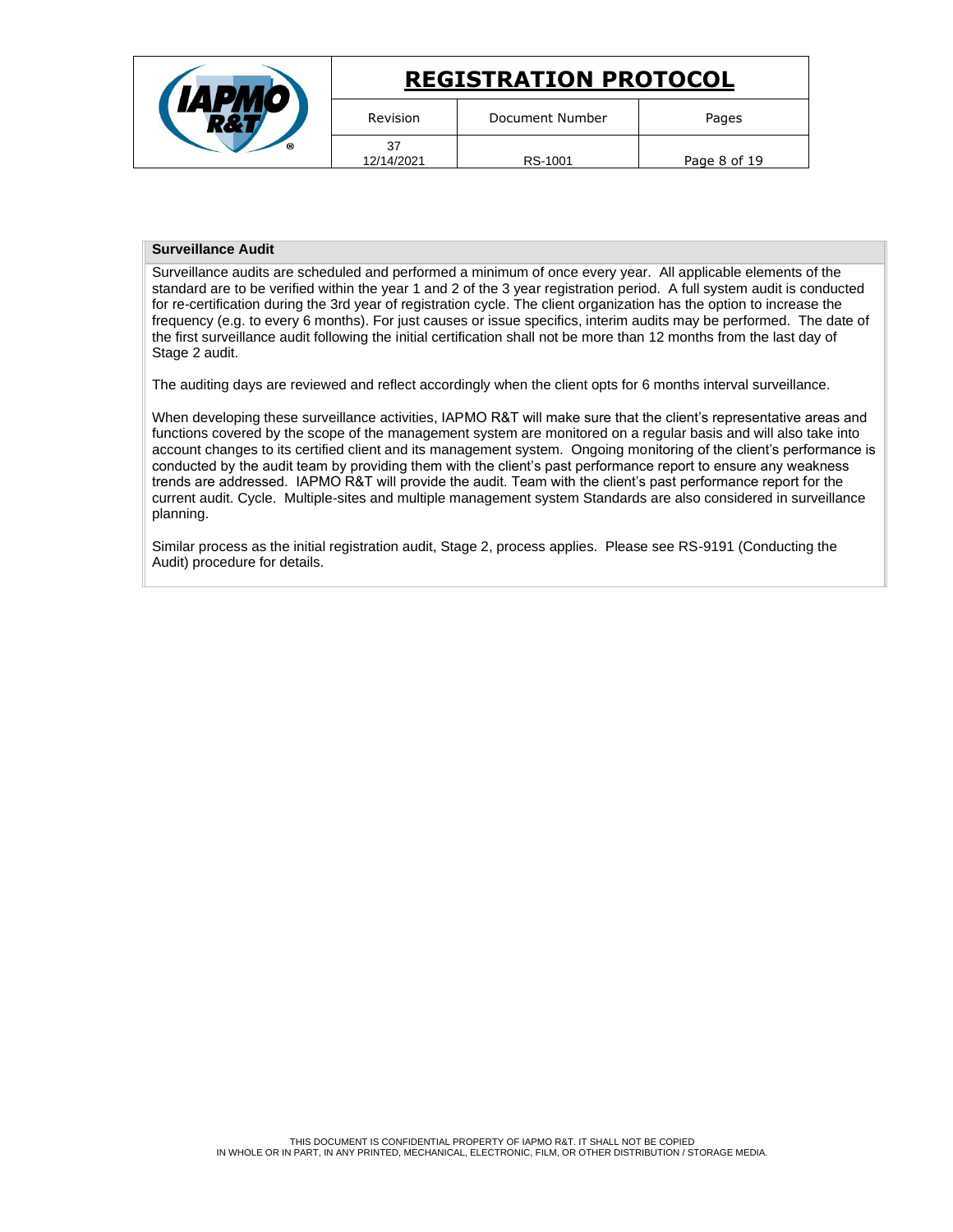## Surveillance Audit

Surveillance audits are scheduled and performed a minimum of once every year. All applicable elements of the standard are to be verified within the year 1 and 2 of the 3 year registration period. A full system audit is conducted for re-certification during the 3rd year of registration cycle. The client organization has the option to increase the frequency (e.g. to every 6 months). For just causes or issue specifics, interim audits may be performed. The date of the first surveillance audit following the initial certification shall not be more than 12 months from the last day of Stage 2 audit.

The auditing days are reviewed and reflect accordingly when the client opts for 6 months interval surveillance.

When developing these surveillance activities, IAPMO R&T will make sure that the client's representative areas and functions covered by the scope of the management system are monitored on a regular basis and will also take into account changes to its certified client and its management system. Ongoing monitoring of the client's performance is conducted by the audit team by providing them with the client's past performance report to ensure any weakness trends are addressed. IAPMO R&T will provide the audit. Team with the client's past performance report for the current audit. Cycle. Multiple-sites and multiple management system Standards are also considered in surveillance planning.

Similar process as the initial registration audit, Stage 2, process applies. Please see RS-9191 (Conducting the Audit) procedure for details.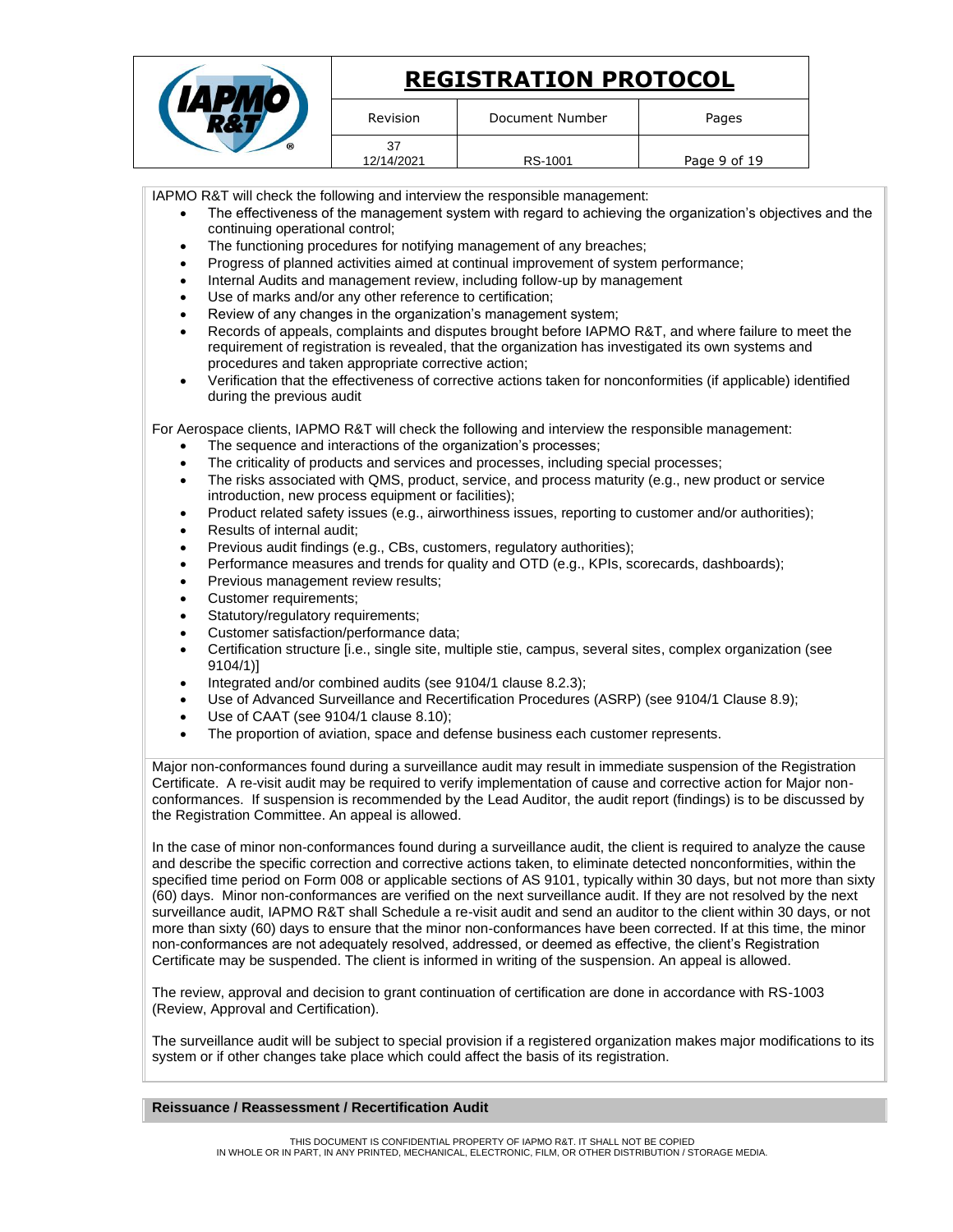IAPMO R&T will check the following and interview the responsible management:

- The effectiveness of the management system with regard to achieving the organization's objectives and the continuing operational control;
- The functioning procedures for notifying management of any breaches;
- Progress of planned activities aimed at continual improvement of system performance;
- Internal Audits and management review, including follow-up by management
- Use of marks and/or any other reference to certification;
- Review of any changes in the organization's management system;
- Records of appeals, complaints and disputes brought before IAPMO R&T, and where failure to meet the requirement of registration is revealed, that the organization has investigated its own systems and procedures and taken appropriate corrective action;
- Verification that the effectiveness of corrective actions taken for nonconformities (if applicable) identified during the previous audit

For Aerospace clients, IAPMO R&T will check the following and interview the responsible management:

- The sequence and interactions of the organization's processes;
- The criticality of products and services and processes, including special processes;
- The risks associated with QMS, product, service, and process maturity (e.g., new product or service introduction, new process equipment or facilities);
- Product related safety issues (e.g., airworthiness issues, reporting to customer and/or authorities);
- Results of internal audit;
- Previous audit findings (e.g., CBs, customers, regulatory authorities);
- Performance measures and trends for quality and OTD (e.g., KPIs, scorecards, dashboards);
- Previous management review results;
- Customer requirements;
- Statutory/regulatory requirements;
- Customer satisfaction/performance data;
- Certification structure [i.e., single site, multiple stie, campus, several sites, complex organization (see 9104/1)]
- Integrated and/or combined audits (see 9104/1 clause 8.2.3);
- Use of Advanced Surveillance and Recertification Procedures (ASRP) (see 9104/1 Clause 8.9);
- Use of CAAT (see 9104/1 clause 8.10);
- The proportion of aviation, space and defense business each customer represents.

Major non-conformances found during a surveillance audit may result in immediate suspension of the Registration Certificate. A re-visit audit may be required to verify implementation of cause and corrective action for Major non-conformances. If suspension is recommended by the Lead Auditor, the audit report (findings) is to be discussed by the Registration Committee. An appeal is allowed.

In the case of minor non-conformances found during a surveillance audit, the client is required to analyze the cause and describe the specific correction and corrective actions taken, to eliminate detected nonconformities, within the specified time period on Form 008 or applicable sections of AS 9101, typically within 30 days, but not more than sixty (60) days. Minor non-conformances are verified on the next surveillance audit. If they are not resolved by the next surveillance audit, IAPMO R&T shall Schedule a re-visit audit and send an auditor to the client within 30 days, or not more than sixty (60) days to ensure that the minor non-conformances have been corrected. If at this time, the minor non-conformances are not adequately resolved, addressed, or deemed as effective, the client's Registration Certificate may be suspended. The client is informed in writing of the suspension. An appeal is allowed.

The review, approval and decision to grant continuation of certification are done in accordance with RS-1003 (Review, Approval and Certification).

The surveillance audit will be subject to special provision if a registered organization makes major modifications to its system or if other changes take place which could affect the basis of its registration.

**Reissuance / Reassessment / Recertification Audit**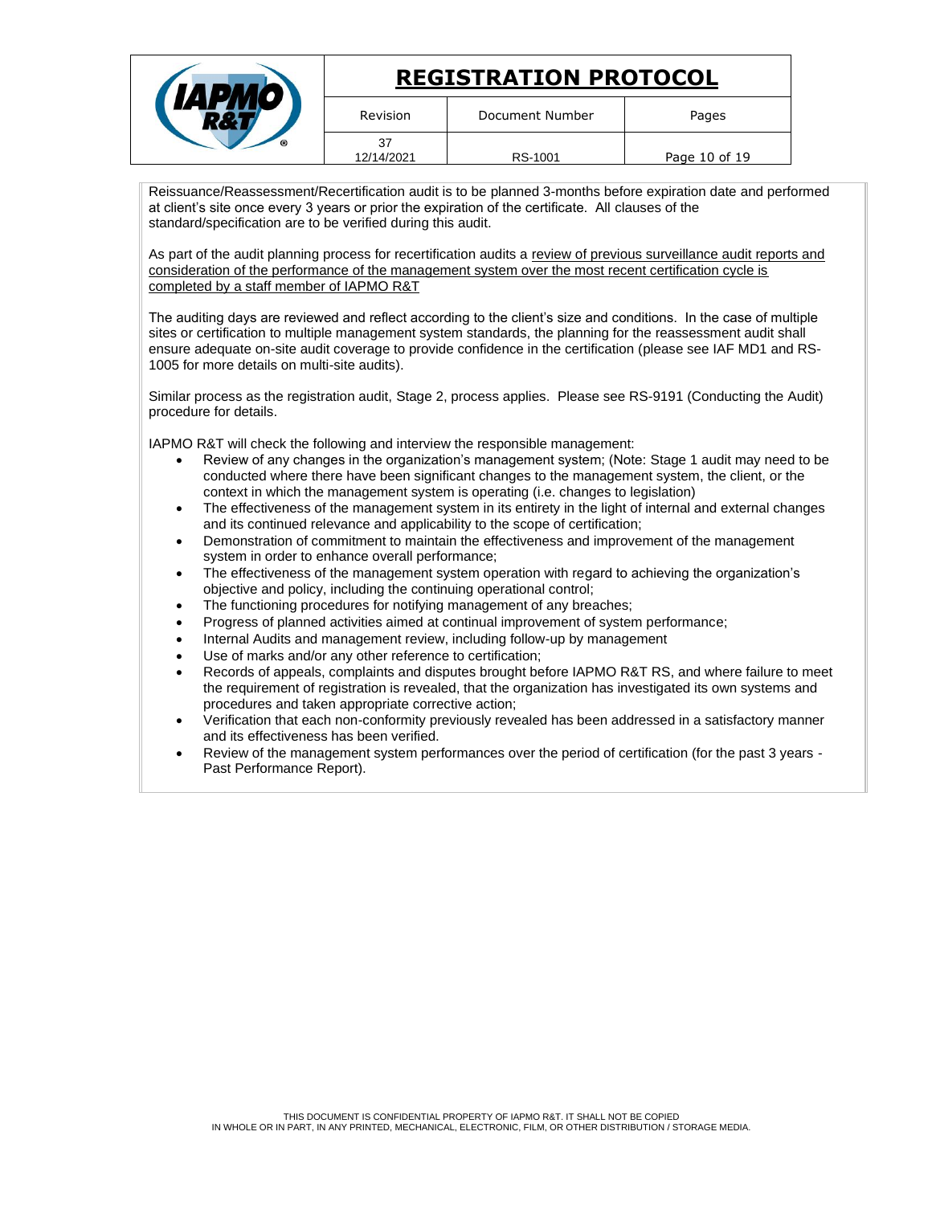Reissuance/Reassessment/Recertification audit is to be planned 3-months before expiration date and performed at client's site once every 3 years or prior the expiration of the certificate. All clauses of the standard/specification are to be verified during this audit.

As part of the audit planning process for recertification audits a <u>review of previous surveillance audit reports and consideration of the performance of the management system over the most recent certification cycle is completed by a staff member of IAPMO R&T</u>

The auditing days are reviewed and reflect according to the client's size and conditions. In the case of multiple sites or certification to multiple management system standards, the planning for the reassessment audit shall ensure adequate on-site audit coverage to provide confidence in the certification (please see IAF MD1 and RS-1005 for more details on multi-site audits).

Similar process as the registration audit, Stage 2, process applies. Please see RS-9191 (Conducting the Audit) procedure for details.

IAPMO R&T will check the following and interview the responsible management:

- Review of any changes in the organization's management system; (Note: Stage 1 audit may need to be conducted where there have been significant changes to the management system, the client, or the context in which the management system is operating (i.e. changes to legislation)
- The effectiveness of the management system in its entirety in the light of internal and external changes and its continued relevance and applicability to the scope of certification;
- Demonstration of commitment to maintain the effectiveness and improvement of the management system in order to enhance overall performance;
- The effectiveness of the management system operation with regard to achieving the organization's objective and policy, including the continuing operational control;
- The functioning procedures for notifying management of any breaches;
- Progress of planned activities aimed at continual improvement of system performance;
- Internal Audits and management review, including follow-up by management
- Use of marks and/or any other reference to certification;
- Records of appeals, complaints and disputes brought before IAPMO R&T RS, and where failure to meet the requirement of registration is revealed, that the organization has investigated its own systems and procedures and taken appropriate corrective action;
- Verification that each non-conformity previously revealed has been addressed in a satisfactory manner and its effectiveness has been verified.
- Review of the management system performances over the period of certification (for the past 3 years - Past Performance Report).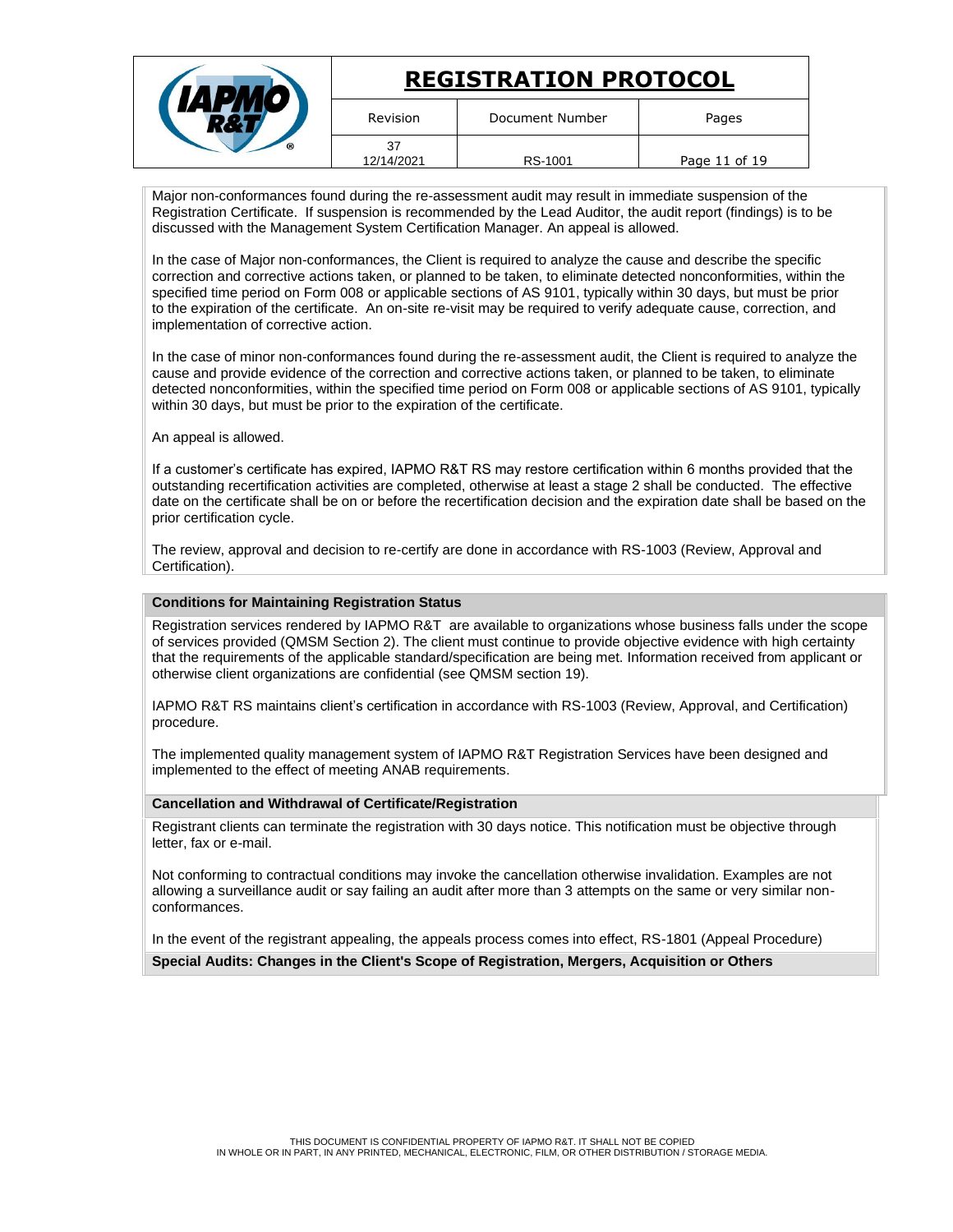Major non-conformances found during the re-assessment audit may result in immediate suspension of the Registration Certificate. If suspension is recommended by the Lead Auditor, the audit report (findings) is to be discussed with the Management System Certification Manager. An appeal is allowed.

In the case of Major non-conformances, the Client is required to analyze the cause and describe the specific correction and corrective actions taken, or planned to be taken, to eliminate detected nonconformities, within the specified time period on Form 008 or applicable sections of AS 9101, typically within 30 days, but must be prior to the expiration of the certificate. An on-site re-visit may be required to verify adequate cause, correction, and implementation of corrective action.

In the case of minor non-conformances found during the re-assessment audit, the Client is required to analyze the cause and provide evidence of the correction and corrective actions taken, or planned to be taken, to eliminate detected nonconformities, within the specified time period on Form 008 or applicable sections of AS 9101, typically within 30 days, but must be prior to the expiration of the certificate.

An appeal is allowed.

If a customer's certificate has expired, IAPMO R&T RS may restore certification within 6 months provided that the outstanding recertification activities are completed, otherwise at least a stage 2 shall be conducted. The effective date on the certificate shall be on or before the recertification decision and the expiration date shall be based on the prior certification cycle.

The review, approval and decision to re-certify are done in accordance with RS-1003 (Review, Approval and Certification).

## Conditions for Maintaining Registration Status

Registration services rendered by IAPMO R&T are available to organizations whose business falls under the scope of services provided (QMSM Section 2). The client must continue to provide objective evidence with high certainty that the requirements of the applicable standard/specification are being met. Information received from applicant or otherwise client organizations are confidential (see QMSM section 19).

IAPMO R&T RS maintains client's certification in accordance with RS-1003 (Review, Approval, and Certification) procedure.

The implemented quality management system of IAPMO R&T Registration Services have been designed and implemented to the effect of meeting ANAB requirements.

## Cancellation and Withdrawal of Certificate/Registration

Registrant clients can terminate the registration with 30 days notice. This notification must be objective through letter, fax or e-mail.

Not conforming to contractual conditions may invoke the cancellation otherwise invalidation. Examples are not allowing a surveillance audit or say failing an audit after more than 3 attempts on the same or very similar non-conformances.

In the event of the registrant appealing, the appeals process comes into effect, RS-1801 (Appeal Procedure)

## Special Audits: Changes in the Client's Scope of Registration, Mergers, Acquisition or Others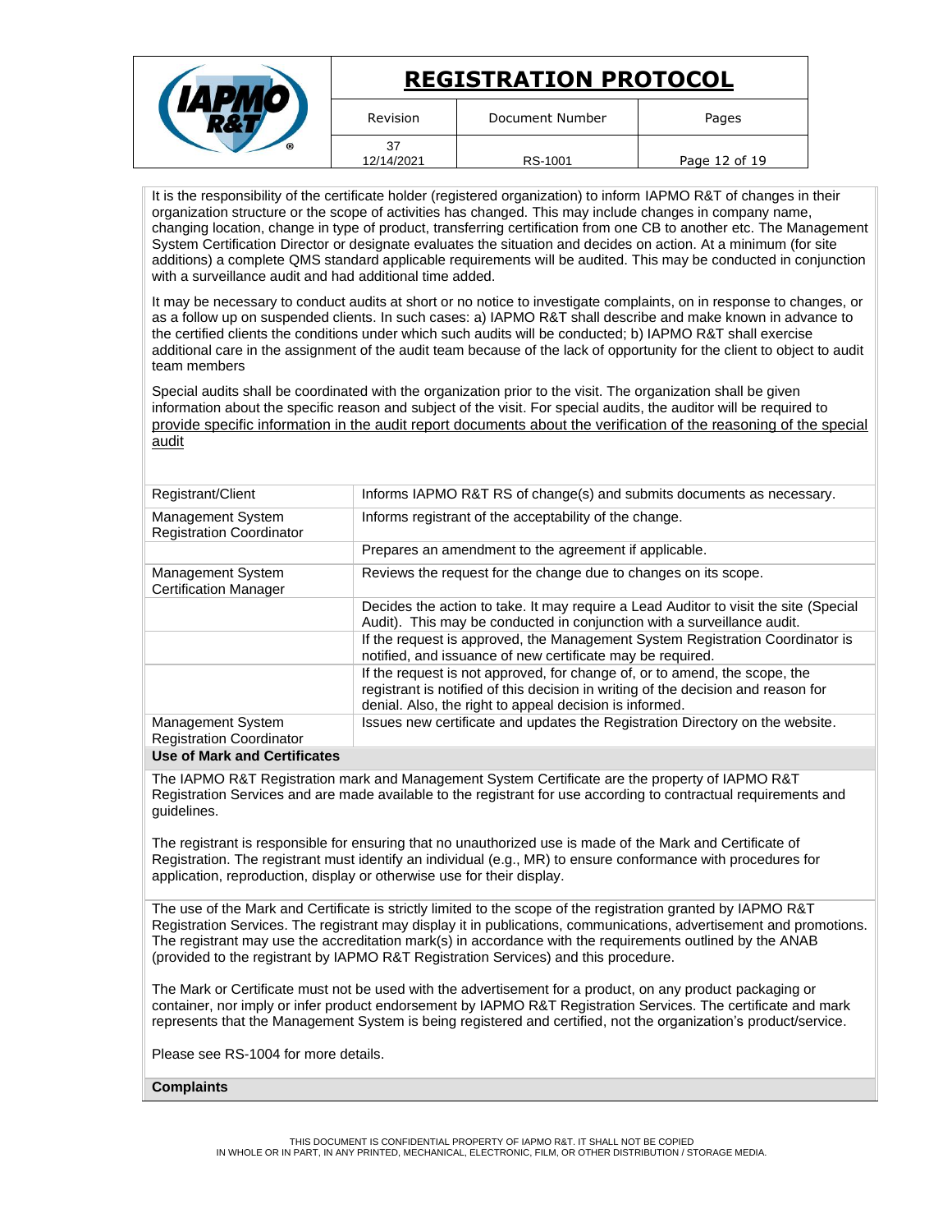It is the responsibility of the certificate holder (registered organization) to inform IAPMO R&T of changes in their organization structure or the scope of activities has changed. This may include changes in company name, changing location, change in type of product, transferring certification from one CB to another etc. The Management System Certification Director or designate evaluates the situation and decides on action. At a minimum (for site additions) a complete QMS standard applicable requirements will be audited. This may be conducted in conjunction with a surveillance audit and had additional time added.

It may be necessary to conduct audits at short or no notice to investigate complaints, on in response to changes, or as a follow up on suspended clients. In such cases: a) IAPMO R&T shall describe and make known in advance to the certified clients the conditions under which such audits will be conducted; b) IAPMO R&T shall exercise additional care in the assignment of the audit team because of the lack of opportunity for the client to object to audit team members

Special audits shall be coordinated with the organization prior to the visit. The organization shall be given information about the specific reason and subject of the visit. For special audits, the auditor will be required to provide specific information in the audit report documents about the verification of the reasoning of the special audit

| | |
|---|---|
| Registrant/Client | Informs IAPMO R&T RS of change(s) and submits documents as necessary. |
| Management System Registration Coordinator | Informs registrant of the acceptability of the change. |
| | Prepares an amendment to the agreement if applicable. |
| Management System Certification Manager | Reviews the request for the change due to changes on its scope. |
| | Decides the action to take. It may require a Lead Auditor to visit the site (Special Audit). This may be conducted in conjunction with a surveillance audit. |
| | If the request is approved, the Management System Registration Coordinator is notified, and issuance of new certificate may be required. |
| | If the request is not approved, for change of, or to amend, the scope, the registrant is notified of this decision in writing of the decision and reason for denial. Also, the right to appeal decision is informed. |
| Management System Registration Coordinator | Issues new certificate and updates the Registration Directory on the website. |

**Use of Mark and Certificates**

The IAPMO R&T Registration mark and Management System Certificate are the property of IAPMO R&T Registration Services and are made available to the registrant for use according to contractual requirements and guidelines.

The registrant is responsible for ensuring that no unauthorized use is made of the Mark and Certificate of Registration. The registrant must identify an individual (e.g., MR) to ensure conformance with procedures for application, reproduction, display or otherwise use for their display.

The use of the Mark and Certificate is strictly limited to the scope of the registration granted by IAPMO R&T Registration Services. The registrant may display it in publications, communications, advertisement and promotions. The registrant may use the accreditation mark(s) in accordance with the requirements outlined by the ANAB (provided to the registrant by IAPMO R&T Registration Services) and this procedure.

The Mark or Certificate must not be used with the advertisement for a product, on any product packaging or container, nor imply or infer product endorsement by IAPMO R&T Registration Services. The certificate and mark represents that the Management System is being registered and certified, not the organization's product/service.

Please see RS-1004 for more details.

**Complaints**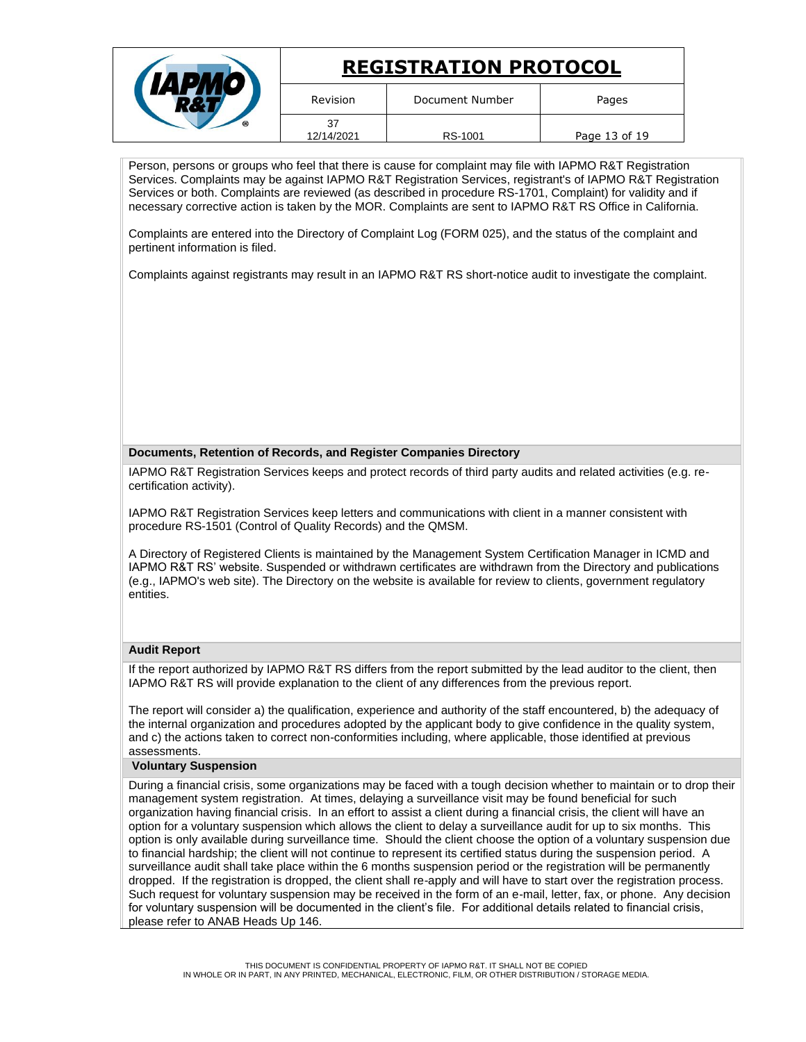Person, persons or groups who feel that there is cause for complaint may file with IAPMO R&T Registration Services. Complaints may be against IAPMO R&T Registration Services, registrant's of IAPMO R&T Registration Services or both. Complaints are reviewed (as described in procedure RS-1701, Complaint) for validity and if necessary corrective action is taken by the MOR. Complaints are sent to IAPMO R&T RS Office in California.

Complaints are entered into the Directory of Complaint Log (FORM 025), and the status of the complaint and pertinent information is filed.

Complaints against registrants may result in an IAPMO R&T RS short-notice audit to investigate the complaint.

### Documents, Retention of Records, and Register Companies Directory

IAPMO R&T Registration Services keeps and protect records of third party audits and related activities (e.g. re-certification activity).

IAPMO R&T Registration Services keep letters and communications with client in a manner consistent with procedure RS-1501 (Control of Quality Records) and the QMSM.

A Directory of Registered Clients is maintained by the Management System Certification Manager in ICMD and IAPMO R&T RS' website. Suspended or withdrawn certificates are withdrawn from the Directory and publications (e.g., IAPMO's web site). The Directory on the website is available for review to clients, government regulatory entities.

### Audit Report

If the report authorized by IAPMO R&T RS differs from the report submitted by the lead auditor to the client, then IAPMO R&T RS will provide explanation to the client of any differences from the previous report.

The report will consider a) the qualification, experience and authority of the staff encountered, b) the adequacy of the internal organization and procedures adopted by the applicant body to give confidence in the quality system, and c) the actions taken to correct non-conformities including, where applicable, those identified at previous assessments.

### Voluntary Suspension

During a financial crisis, some organizations may be faced with a tough decision whether to maintain or to drop their management system registration. At times, delaying a surveillance visit may be found beneficial for such organization having financial crisis. In an effort to assist a client during a financial crisis, the client will have an option for a voluntary suspension which allows the client to delay a surveillance audit for up to six months. This option is only available during surveillance time. Should the client choose the option of a voluntary suspension due to financial hardship; the client will not continue to represent its certified status during the suspension period. A surveillance audit shall take place within the 6 months suspension period or the registration will be permanently dropped. If the registration is dropped, the client shall re-apply and will have to start over the registration process. Such request for voluntary suspension may be received in the form of an e-mail, letter, fax, or phone. Any decision for voluntary suspension will be documented in the client's file. For additional details related to financial crisis, please refer to ANAB Heads Up 146.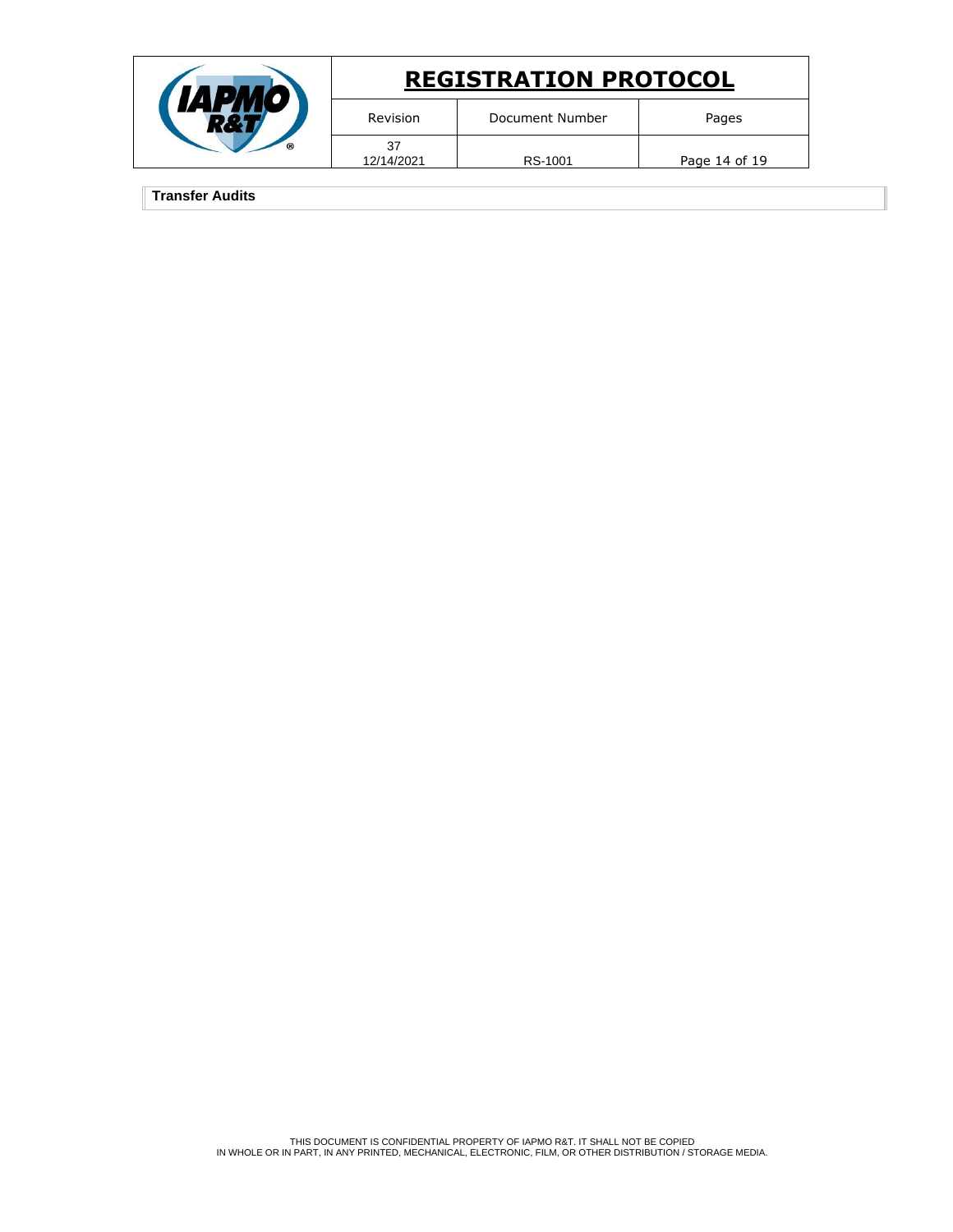**Transfer Audits**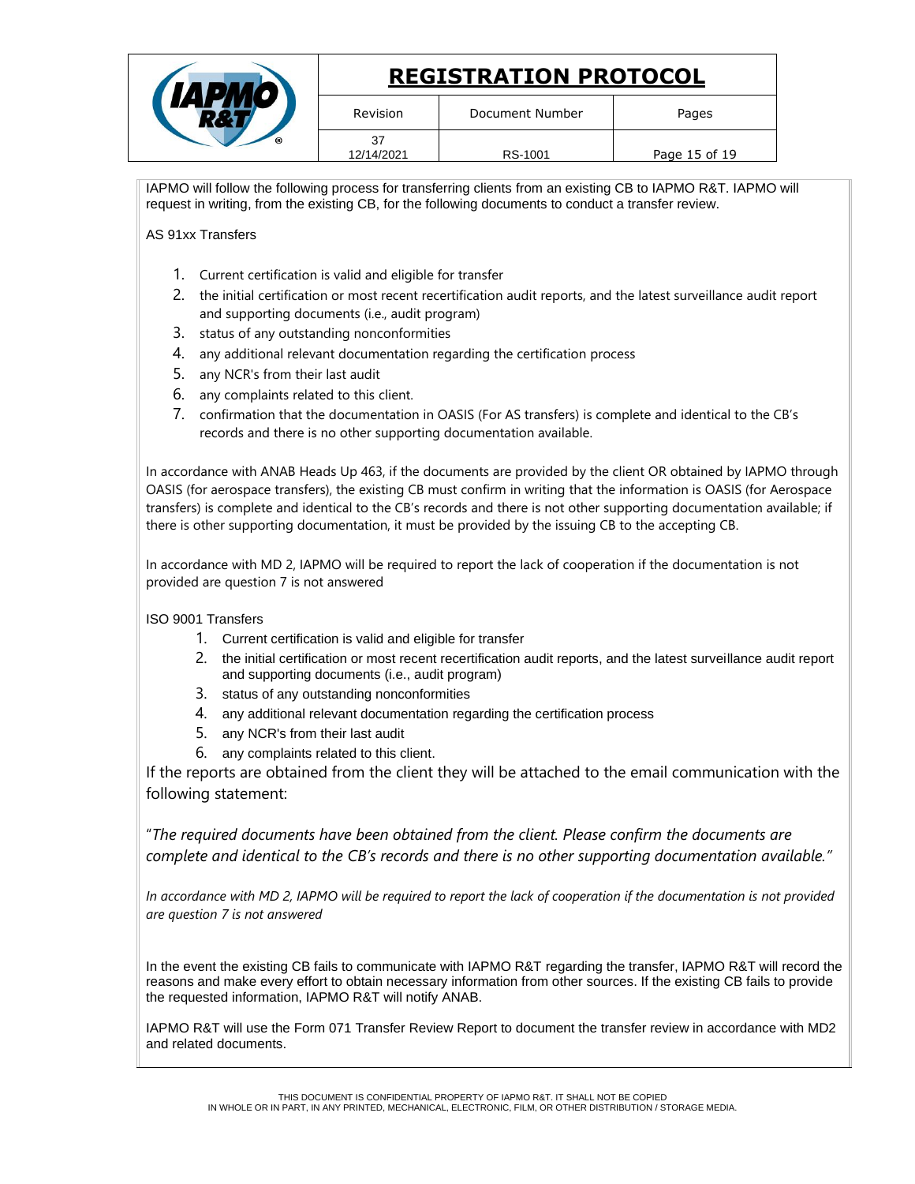IAPMO will follow the following process for transferring clients from an existing CB to IAPMO R&T. IAPMO will request in writing, from the existing CB, for the following documents to conduct a transfer review.

AS 91xx Transfers

1. Current certification is valid and eligible for transfer
2. the initial certification or most recent recertification audit reports, and the latest surveillance audit report and supporting documents (i.e., audit program)
3. status of any outstanding nonconformities
4. any additional relevant documentation regarding the certification process
5. any NCR's from their last audit
6. any complaints related to this client.
7. confirmation that the documentation in OASIS (For AS transfers) is complete and identical to the CB's records and there is no other supporting documentation available.

In accordance with ANAB Heads Up 463, if the documents are provided by the client OR obtained by IAPMO through OASIS (for aerospace transfers), the existing CB must confirm in writing that the information is OASIS (for Aerospace transfers) is complete and identical to the CB's records and there is not other supporting documentation available; if there is other supporting documentation, it must be provided by the issuing CB to the accepting CB.

In accordance with MD 2, IAPMO will be required to report the lack of cooperation if the documentation is not provided are question 7 is not answered

ISO 9001 Transfers

1. Current certification is valid and eligible for transfer
2. the initial certification or most recent recertification audit reports, and the latest surveillance audit report and supporting documents (i.e., audit program)
3. status of any outstanding nonconformities
4. any additional relevant documentation regarding the certification process
5. any NCR's from their last audit
6. any complaints related to this client.

If the reports are obtained from the client they will be attached to the email communication with the following statement:

"*The required documents have been obtained from the client. Please confirm the documents are complete and identical to the CB's records and there is no other supporting documentation available.*"

*In accordance with MD 2, IAPMO will be required to report the lack of cooperation if the documentation is not provided are question 7 is not answered*

In the event the existing CB fails to communicate with IAPMO R&T regarding the transfer, IAPMO R&T will record the reasons and make every effort to obtain necessary information from other sources. If the existing CB fails to provide the requested information, IAPMO R&T will notify ANAB.

IAPMO R&T will use the Form 071 Transfer Review Report to document the transfer review in accordance with MD2 and related documents.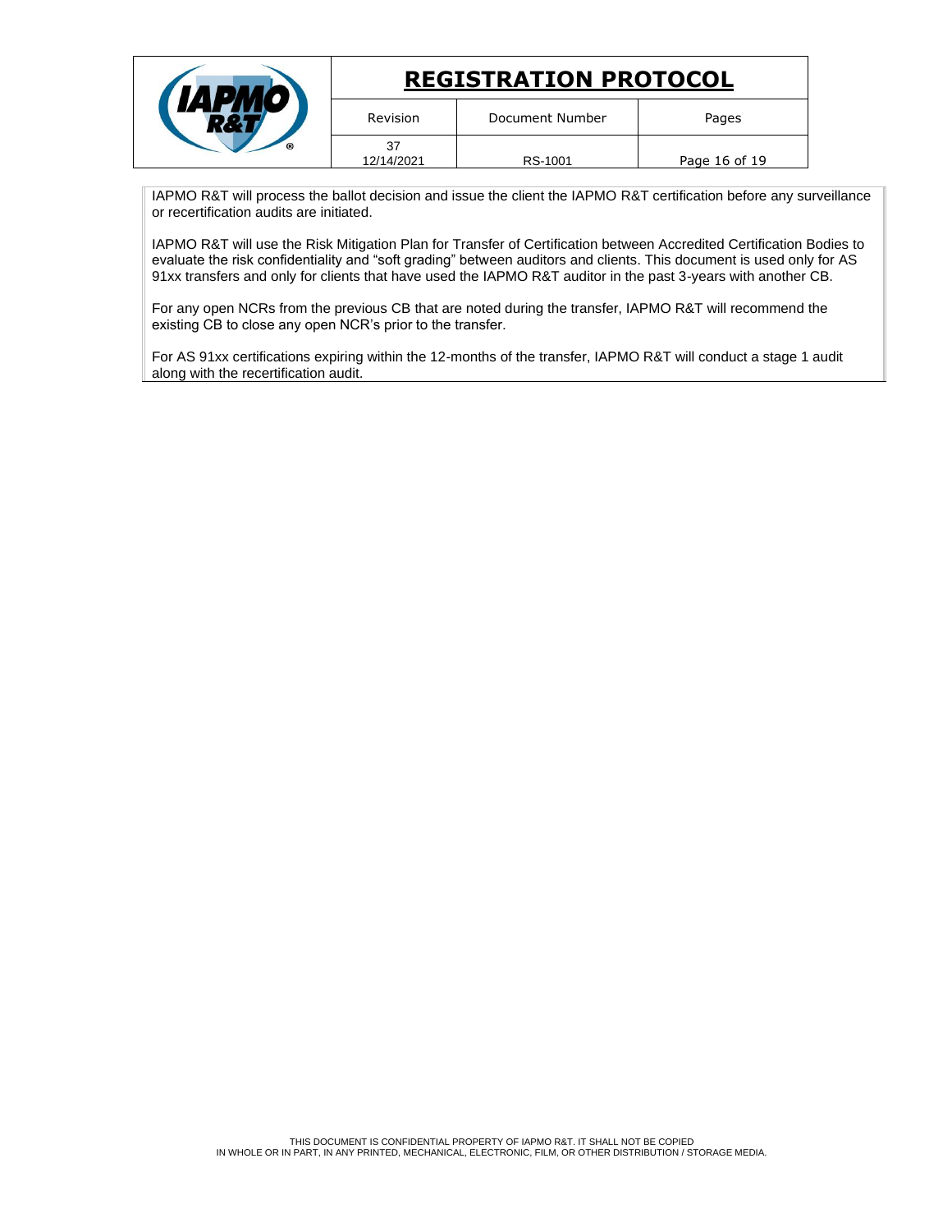IAPMO R&T will process the ballot decision and issue the client the IAPMO R&T certification before any surveillance or recertification audits are initiated.

IAPMO R&T will use the Risk Mitigation Plan for Transfer of Certification between Accredited Certification Bodies to evaluate the risk confidentiality and "soft grading" between auditors and clients. This document is used only for AS 91xx transfers and only for clients that have used the IAPMO R&T auditor in the past 3-years with another CB.

For any open NCRs from the previous CB that are noted during the transfer, IAPMO R&T will recommend the existing CB to close any open NCR's prior to the transfer.

For AS 91xx certifications expiring within the 12-months of the transfer, IAPMO R&T will conduct a stage 1 audit along with the recertification audit.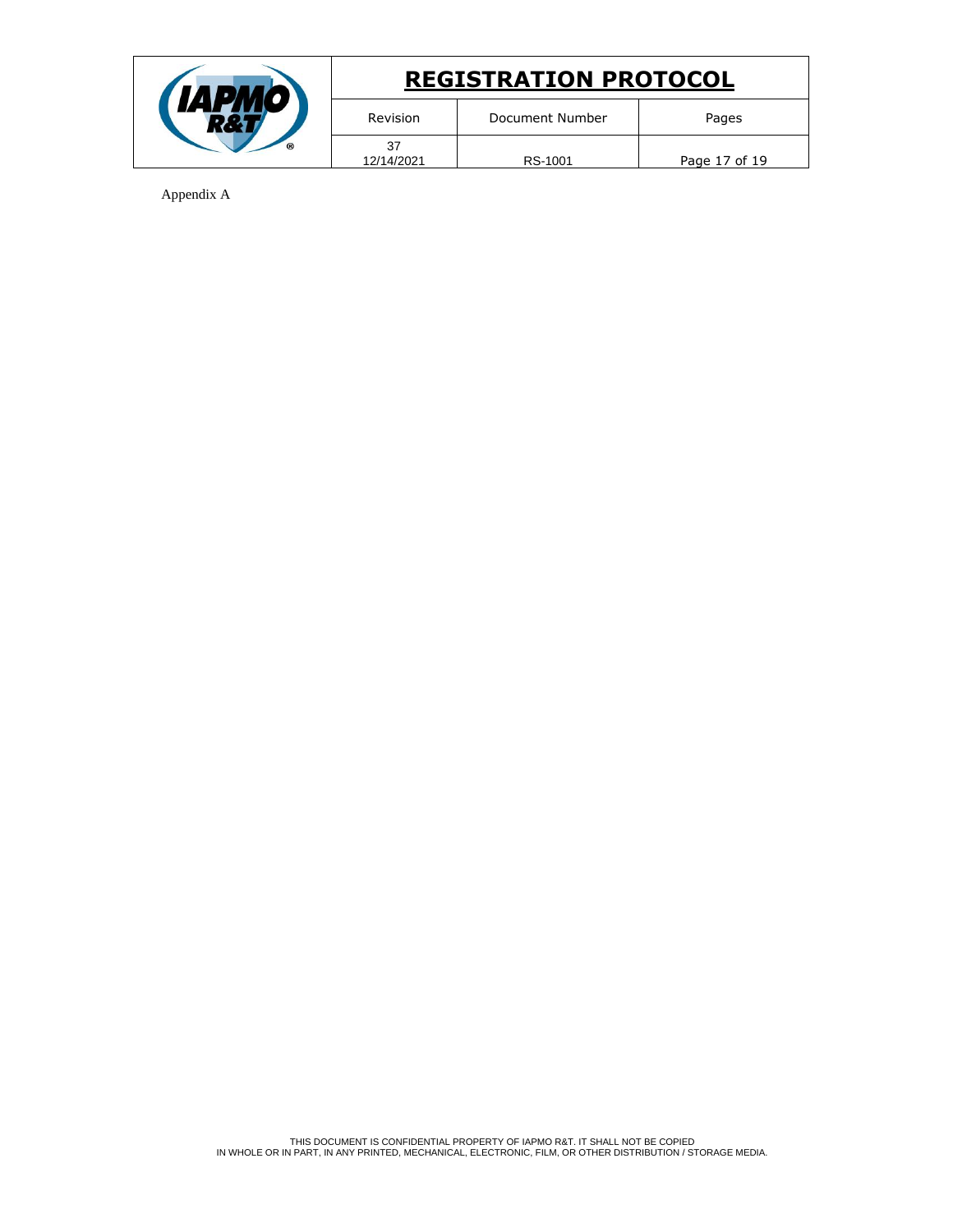Appendix A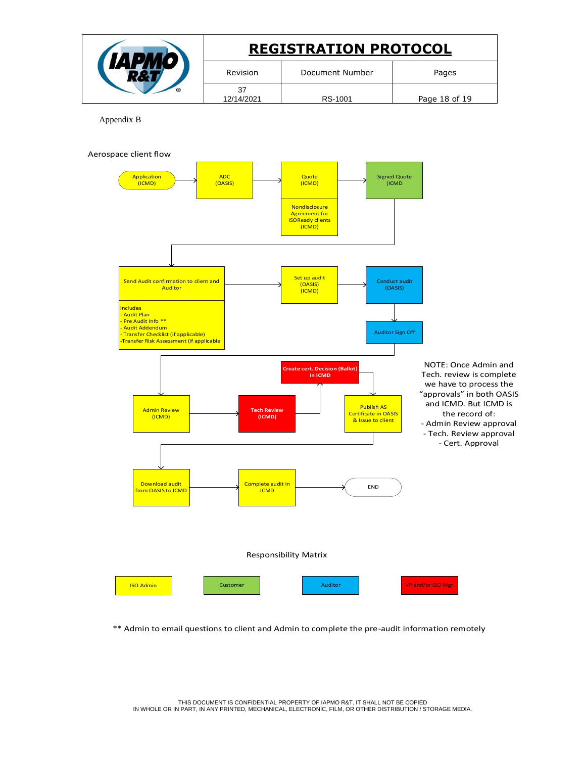Appendix B

Aerospace client flow

Application (ICMD) → ADC (OASIS) → Quote (ICMD) → Signed Quote (ICMD

Nondisclosure Agreement for ISOReady clients (ICMD)

Send Audit confirmation to client and Auditor → Set up audit (OASIS) (ICMD) → Conduct audit (OASIS) → Auditor Sign Off

Includes
- Audit Plan
- Pre Audit Info **
- Audit Addendum
- Transfer Checklist (if applicable)
-Transfer Risk Assessment (if applicable

Admin Review (ICMD) → Tech Review (ICMD) → Create cert. Decision (Ballot) In ICMD → Publish AS Certificate in OASIS & Issue to client

Download audit from OASIS to ICMD → Complete audit in ICMD → END

NOTE: Once Admin and Tech. review is complete we have to process the "approvals" in both OASIS and ICMD. But ICMD is the record of:
- Admin Review approval
- Tech. Review approval
- Cert. Approval

Responsibility Matrix

| ISO Admin | Customer | Auditor | VP and/or ISO Mgr. |
|---|---|---|---|

** Admin to email questions to client and Admin to complete the pre-audit information remotely

THIS DOCUMENT IS CONFIDENTIAL PROPERTY OF IAPMO R&T. IT SHALL NOT BE COPIED IN WHOLE OR IN PART, IN ANY PRINTED, MECHANICAL, ELECTRONIC, FILM, OR OTHER DISTRIBUTION / STORAGE MEDIA.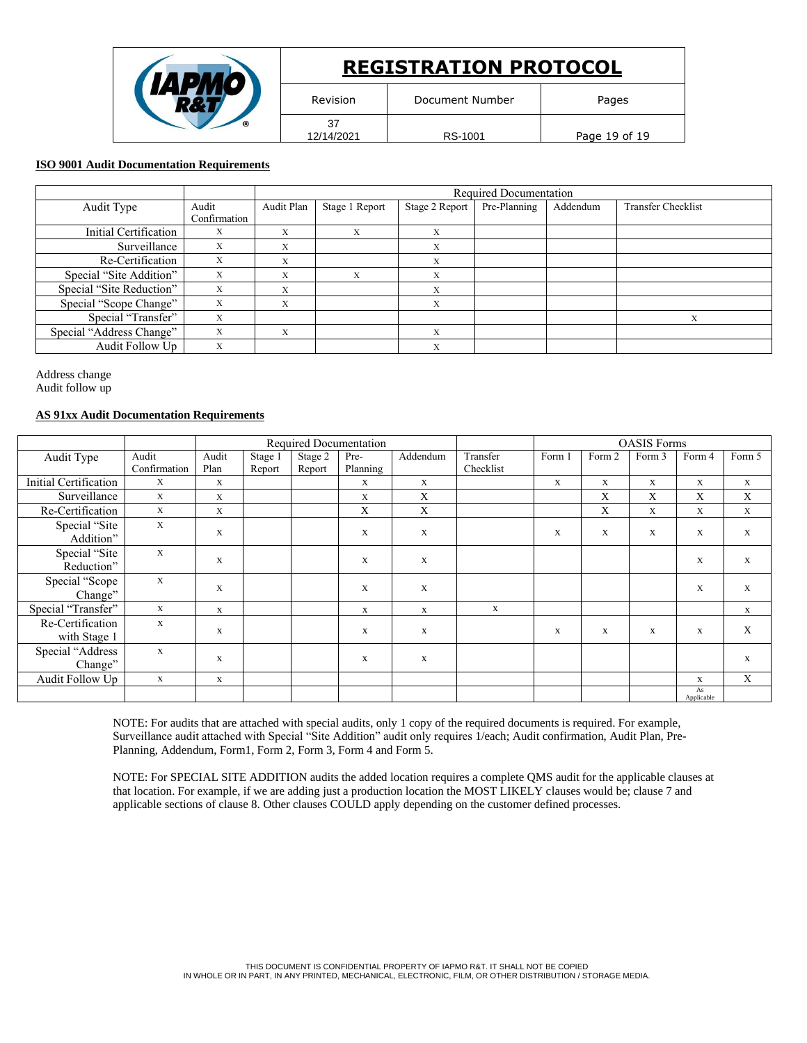**ISO 9001 Audit Documentation Requirements**

| | | Required Documentation | | | | | |
|---|---|---|---|---|---|---|---|
| Audit Type | Audit Confirmation | Audit Plan | Stage 1 Report | Stage 2 Report | Pre-Planning | Addendum | Transfer Checklist |
| Initial Certification | X | X | X | X | | | |
| Surveillance | X | X | | X | | | |
| Re-Certification | X | X | | X | | | |
| Special "Site Addition" | X | X | X | X | | | |
| Special "Site Reduction" | X | X | | X | | | |
| Special "Scope Change" | X | X | | X | | | |
| Special "Transfer" | X | | | | | | X |
| Special "Address Change" | X | X | | X | | | |
| Audit Follow Up | X | | | X | | | |

Address change
Audit follow up

**AS 91xx Audit Documentation Requirements**

| | | Required Documentation | | | | | | OASIS Forms | | | | |
|---|---|---|---|---|---|---|---|---|---|---|---|---|
| Audit Type | Audit Confirmation | Audit Plan | Stage 1 Report | Stage 2 Report | Pre-Planning | Addendum | Transfer Checklist | Form 1 | Form 2 | Form 3 | Form 4 | Form 5 |
| Initial Certification | X | X | | | X | X | | X | X | X | X | X |
| Surveillance | X | X | | | X | X | | | X | X | X | X |
| Re-Certification | X | X | | | X | X | | | X | X | X | X |
| Special "Site Addition" | X | X | | | X | X | | X | X | X | X | X |
| Special "Site Reduction" | X | X | | | X | X | | | | | X | X |
| Special "Scope Change" | X | X | | | X | X | | | | | X | X |
| Special "Transfer" | X | X | | | X | X | X | | | | | X |
| Re-Certification with Stage 1 | X | X | | | X | X | | X | X | X | X | X |
| Special "Address Change" | X | X | | | X | X | | | | | | X |
| Audit Follow Up | X | X | | | | | | | | | X | X |
| | | | | | | | | | | | As Applicable | |

NOTE: For audits that are attached with special audits, only 1 copy of the required documents is required. For example, Surveillance audit attached with Special "Site Addition" audit only requires 1/each; Audit confirmation, Audit Plan, Pre-Planning, Addendum, Form1, Form 2, Form 3, Form 4 and Form 5.

NOTE: For SPECIAL SITE ADDITION audits the added location requires a complete QMS audit for the applicable clauses at that location. For example, if we are adding just a production location the MOST LIKELY clauses would be; clause 7 and applicable sections of clause 8. Other clauses COULD apply depending on the customer defined processes.